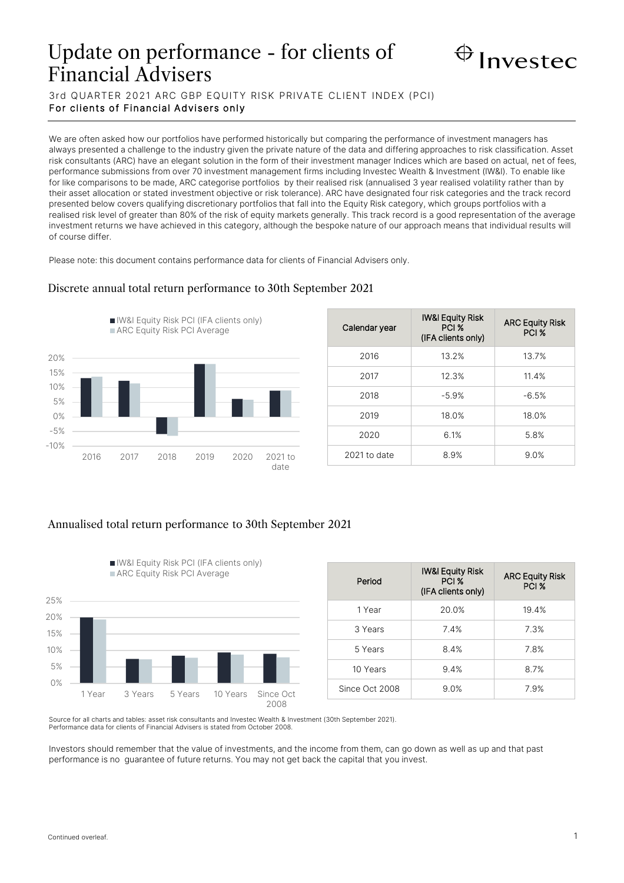# Update on performance - for clients of Financial Advisers

Investec

3rd QUARTER 2021 ARC GBP EQUITY RISK PRIVATE CLIENT INDEX (PCI)

**For clients of Financial Advisers only**

We are often asked how our portfolios have performed historically but comparing the performance of investment managers has always presented a challenge to the industry given the private nature of the data and differing approaches to risk classification. Asset risk consultants (ARC) have an elegant solution in the form of their investment manager Indices which are based on actual, net of fees, performance submissions from over 70 investment management firms including Investec Wealth & Investment (IW&I). To enable like for like comparisons to be made, ARC categorise portfolios by their realised risk (annualised 3 year realised volatility rather than by their asset allocation or stated investment objective or risk tolerance). ARC have designated four risk categories and the track record presented below covers qualifying discretionary portfolios that fall into the Equity Risk category, which groups portfolios with a realised risk level of greater than 80% of the risk of equity markets generally. This track record is a good representation of the average investment returns we have achieved in this category, although the bespoke nature of our approach means that individual results will of course differ.

Please note: this document contains performance data for clients of Financial Advisers only.

## Discrete annual total return performance to 30th September 2021

| Calendar year | IW&I Equity Risk PCI % (IFA clients only) | ARC Equity Risk PCI % |
|---|---|---|
| 2016 | 13.2% | 13.7% |
| 2017 | 12.3% | 11.4% |
| 2018 | -5.9% | -6.5% |
| 2019 | 18.0% | 18.0% |
| 2020 | 6.1% | 5.8% |
| 2021 to date | 8.9% | 9.0% |

## Annualised total return performance to 30th September 2021

| Period | IW&I Equity Risk PCI % (IFA clients only) | ARC Equity Risk PCI % |
|---|---|---|
| 1 Year | 20.0% | 19.4% |
| 3 Years | 7.4% | 7.3% |
| 5 Years | 8.4% | 7.8% |
| 10 Years | 9.4% | 8.7% |
| Since Oct 2008 | 9.0% | 7.9% |

Source for all charts and tables: asset risk consultants and Investec Wealth & Investment (30th September 2021).
Performance data for clients of Financial Advisers is stated from October 2008.

Investors should remember that the value of investments, and the income from them, can go down as well as up and that past performance is no guarantee of future returns. You may not get back the capital that you invest.

Continued overleaf.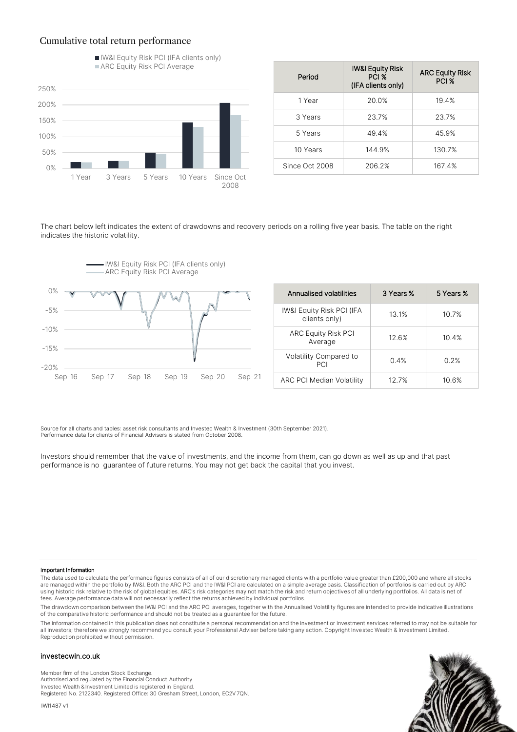## Cumulative total return performance

IW&I Equity Risk PCI (IFA clients only)
ARC Equity Risk PCI Average

250%
200%
150%
100%
50%
0%

1 Year
3 Years
5 Years
10 Years
Since Oct 2008

| Period | IW&I Equity Risk PCI % (IFA clients only) | ARC Equity Risk PCI % |
|---|---|---|
| 1 Year | 20.0% | 19.4% |
| 3 Years | 23.7% | 23.7% |
| 5 Years | 49.4% | 45.9% |
| 10 Years | 144.9% | 130.7% |
| Since Oct 2008 | 206.2% | 167.4% |

The chart below left indicates the extent of drawdowns and recovery periods on a rolling five year basis. The table on the right indicates the historic volatility.

IW&I Equity Risk PCI (IFA clients only)
ARC Equity Risk PCI Average

0%
-5%
-10%
-15%
-20%

Sep-16
Sep-17
Sep-18
Sep-19
Sep-20
Sep-21

| Annualised volatilities | 3 Years % | 5 Years % |
|---|---|---|
| IW&I Equity Risk PCI (IFA clients only) | 13.1% | 10.7% |
| ARC Equity Risk PCI Average | 12.6% | 10.4% |
| Volatility Compared to PCI | 0.4% | 0.2% |
| ARC PCI Median Volatility | 12.7% | 10.6% |

Source for all charts and tables: asset risk consultants and Investec Wealth & Investment (30th September 2021).
Performance data for clients of Financial Advisers is stated from October 2008.

Investors should remember that the value of investments, and the income from them, can go down as well as up and that past performance is no guarantee of future returns. You may not get back the capital that you invest.

**Important Information**

The data used to calculate the performance figures consists of all of our discretionary managed clients with a portfolio value greater than £200,000 and where all stocks are managed within the portfolio by IW&I. Both the ARC PCI and the IW&I PCI are calculated on a simple average basis. Classification of portfolios is carried out by ARC using historic risk relative to the risk of global equities. ARC's risk categories may not match the risk and return objectives of all underlying portfolios. All data is net of fees. Average performance data will not necessarily reflect the returns achieved by individual portfolios.

The drawdown comparison between the IW&I PCI and the ARC PCI averages, together with the Annualised Volatility figures are intended to provide indicative illustrations of the comparative historic performance and should not be treated as a guarantee for the future.

The information contained in this publication does not constitute a personal recommendation and the investment or investment services referred to may not be suitable for all investors; therefore we strongly recommend you consult your Professional Adviser before taking any action. Copyright Investec Wealth & Investment Limited. Reproduction prohibited without permission.

**investecwin.co.uk**

Member firm of the London Stock Exchange.
Authorised and regulated by the Financial Conduct Authority.
Investec Wealth & Investment Limited is registered in England.
Registered No. 2122340. Registered Office: 30 Gresham Street, London, EC2V 7QN.

IWI1487 v1